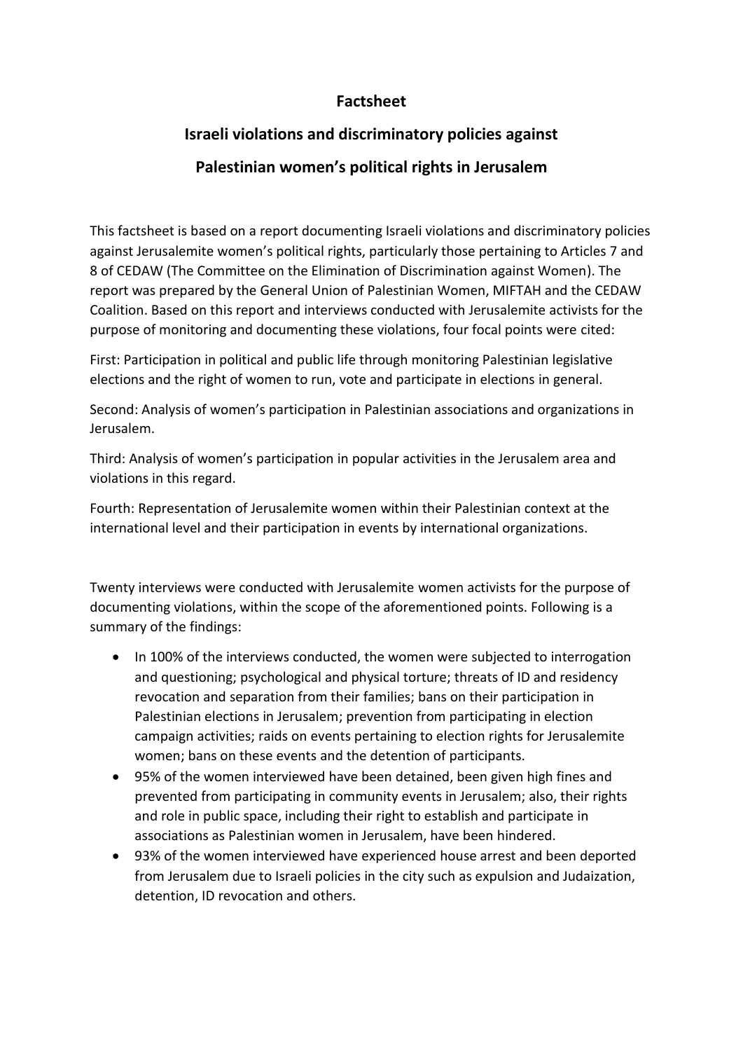# Factsheet

## Israeli violations and discriminatory policies against Palestinian women's political rights in Jerusalem

This factsheet is based on a report documenting Israeli violations and discriminatory policies against Jerusalemite women's political rights, particularly those pertaining to Articles 7 and 8 of CEDAW (The Committee on the Elimination of Discrimination against Women). The report was prepared by the General Union of Palestinian Women, MIFTAH and the CEDAW Coalition. Based on this report and interviews conducted with Jerusalemite activists for the purpose of monitoring and documenting these violations, four focal points were cited:

First: Participation in political and public life through monitoring Palestinian legislative elections and the right of women to run, vote and participate in elections in general.

Second: Analysis of women's participation in Palestinian associations and organizations in Jerusalem.

Third: Analysis of women's participation in popular activities in the Jerusalem area and violations in this regard.

Fourth: Representation of Jerusalemite women within their Palestinian context at the international level and their participation in events by international organizations.

Twenty interviews were conducted with Jerusalemite women activists for the purpose of documenting violations, within the scope of the aforementioned points. Following is a summary of the findings:

- In 100% of the interviews conducted, the women were subjected to interrogation and questioning; psychological and physical torture; threats of ID and residency revocation and separation from their families; bans on their participation in Palestinian elections in Jerusalem; prevention from participating in election campaign activities; raids on events pertaining to election rights for Jerusalemite women; bans on these events and the detention of participants.
- 95% of the women interviewed have been detained, been given high fines and prevented from participating in community events in Jerusalem; also, their rights and role in public space, including their right to establish and participate in associations as Palestinian women in Jerusalem, have been hindered.
- 93% of the women interviewed have experienced house arrest and been deported from Jerusalem due to Israeli policies in the city such as expulsion and Judaization, detention, ID revocation and others.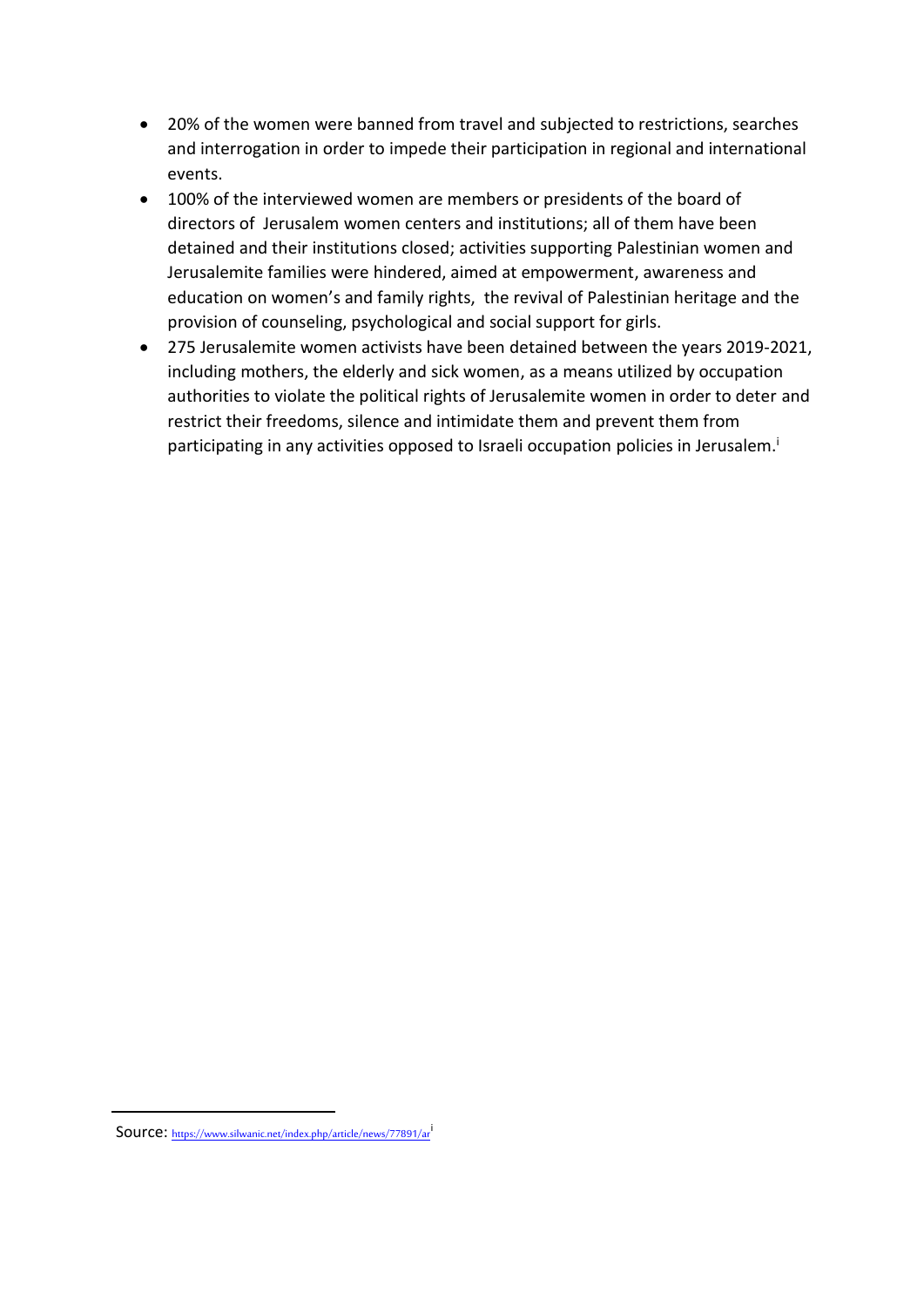- 20% of the women were banned from travel and subjected to restrictions, searches and interrogation in order to impede their participation in regional and international events.
- 100% of the interviewed women are members or presidents of the board of directors of Jerusalem women centers and institutions; all of them have been detained and their institutions closed; activities supporting Palestinian women and Jerusalemite families were hindered, aimed at empowerment, awareness and education on women's and family rights, the revival of Palestinian heritage and the provision of counseling, psychological and social support for girls.
- 275 Jerusalemite women activists have been detained between the years 2019-2021, including mothers, the elderly and sick women, as a means utilized by occupation authorities to violate the political rights of Jerusalemite women in order to deter and restrict their freedoms, silence and intimidate them and prevent them from participating in any activities opposed to Israeli occupation policies in Jerusalem.[i]

---

Source: https://www.silwanic.net/index.php/article/news/77891/ar[i]